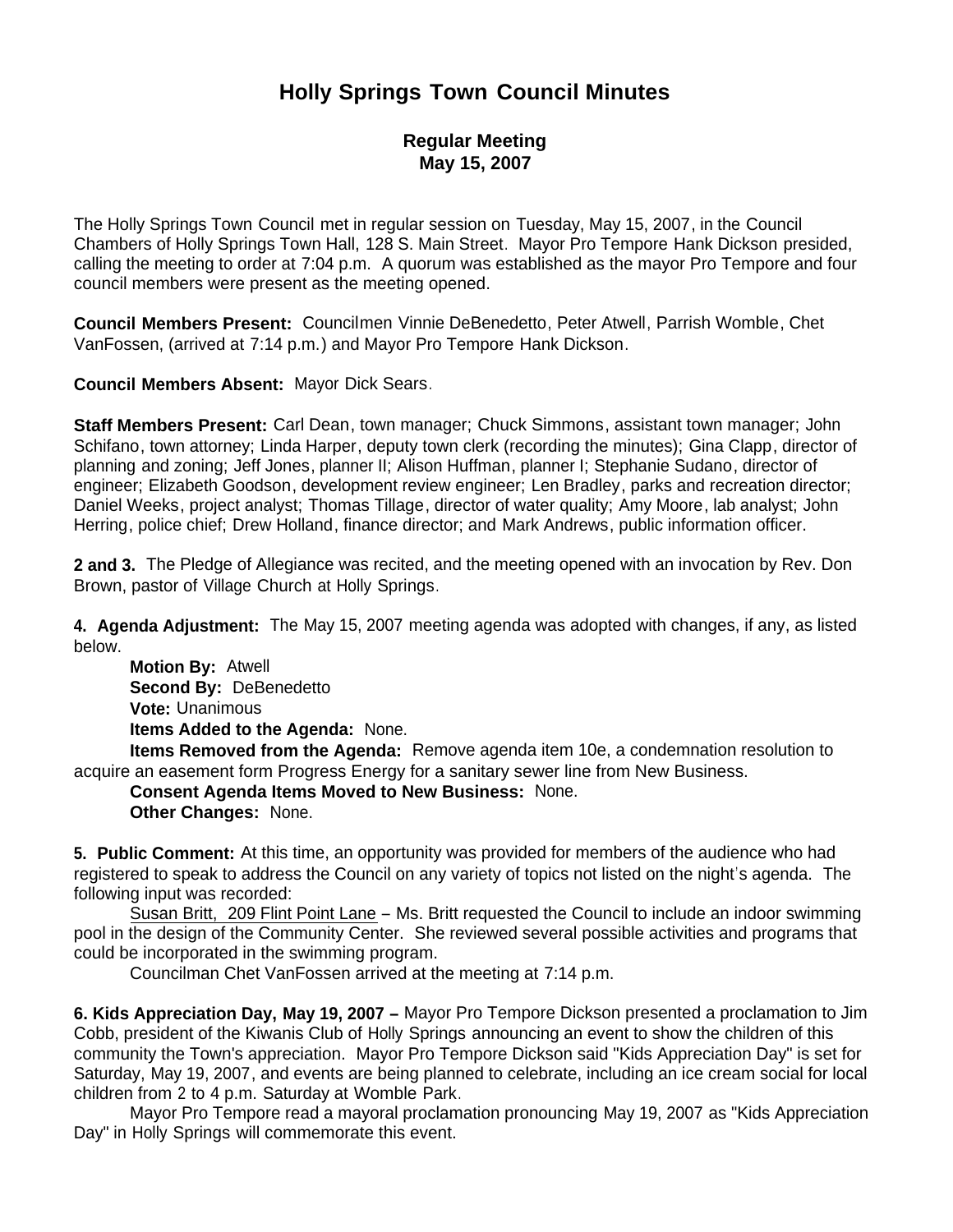# Holly Springs Town Council Minutes

## Regular Meeting
## May 15, 2007

The Holly Springs Town Council met in regular session on Tuesday, May 15, 2007, in the Council Chambers of Holly Springs Town Hall, 128 S. Main Street. Mayor Pro Tempore Hank Dickson presided, calling the meeting to order at 7:04 p.m. A quorum was established as the mayor Pro Tempore and four council members were present as the meeting opened.

**Council Members Present:** Councilmen Vinnie DeBenedetto, Peter Atwell, Parrish Womble, Chet VanFossen, (arrived at 7:14 p.m.) and Mayor Pro Tempore Hank Dickson.

**Council Members Absent:** Mayor Dick Sears.

**Staff Members Present:** Carl Dean, town manager; Chuck Simmons, assistant town manager; John Schifano, town attorney; Linda Harper, deputy town clerk (recording the minutes); Gina Clapp, director of planning and zoning; Jeff Jones, planner II; Alison Huffman, planner I; Stephanie Sudano, director of engineer; Elizabeth Goodson, development review engineer; Len Bradley, parks and recreation director; Daniel Weeks, project analyst; Thomas Tillage, director of water quality; Amy Moore, lab analyst; John Herring, police chief; Drew Holland, finance director; and Mark Andrews, public information officer.

**2 and 3.** The Pledge of Allegiance was recited, and the meeting opened with an invocation by Rev. Don Brown, pastor of Village Church at Holly Springs.

**4. Agenda Adjustment:** The May 15, 2007 meeting agenda was adopted with changes, if any, as listed below.

**Motion By:** Atwell
**Second By:** DeBenedetto
**Vote:** Unanimous
**Items Added to the Agenda:** None.
**Items Removed from the Agenda:** Remove agenda item 10e, a condemnation resolution to acquire an easement form Progress Energy for a sanitary sewer line from New Business.
**Consent Agenda Items Moved to New Business:** None.
**Other Changes:** None.

**5. Public Comment:** At this time, an opportunity was provided for members of the audience who had registered to speak to address the Council on any variety of topics not listed on the night's agenda. The following input was recorded:

Susan Britt, 209 Flint Point Lane – Ms. Britt requested the Council to include an indoor swimming pool in the design of the Community Center. She reviewed several possible activities and programs that could be incorporated in the swimming program.

Councilman Chet VanFossen arrived at the meeting at 7:14 p.m.

**6. Kids Appreciation Day, May 19, 2007 –** Mayor Pro Tempore Dickson presented a proclamation to Jim Cobb, president of the Kiwanis Club of Holly Springs announcing an event to show the children of this community the Town's appreciation. Mayor Pro Tempore Dickson said "Kids Appreciation Day" is set for Saturday, May 19, 2007, and events are being planned to celebrate, including an ice cream social for local children from 2 to 4 p.m. Saturday at Womble Park.

Mayor Pro Tempore read a mayoral proclamation pronouncing May 19, 2007 as "Kids Appreciation Day" in Holly Springs will commemorate this event.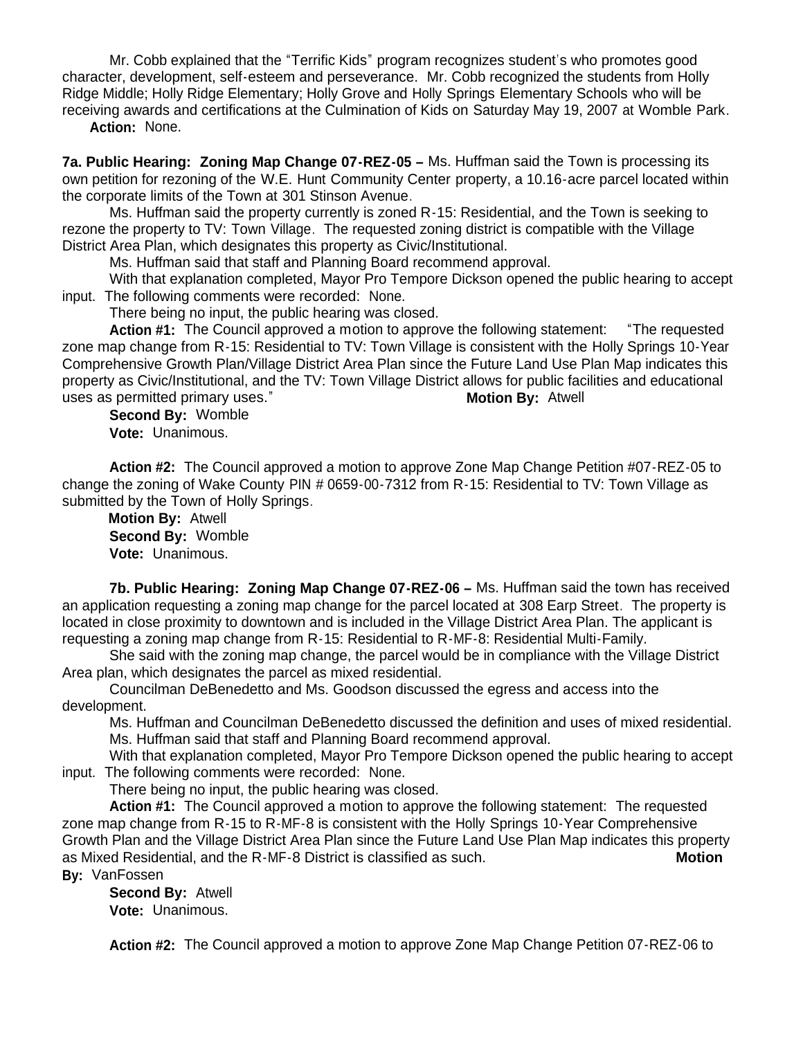Mr. Cobb explained that the "Terrific Kids" program recognizes student's who promotes good character, development, self-esteem and perseverance. Mr. Cobb recognized the students from Holly Ridge Middle; Holly Ridge Elementary; Holly Grove and Holly Springs Elementary Schools who will be receiving awards and certifications at the Culmination of Kids on Saturday May 19, 2007 at Womble Park.

**Action:** None.

**7a. Public Hearing: Zoning Map Change 07-REZ-05 –** Ms. Huffman said the Town is processing its own petition for rezoning of the W.E. Hunt Community Center property, a 10.16-acre parcel located within the corporate limits of the Town at 301 Stinson Avenue.

Ms. Huffman said the property currently is zoned R-15: Residential, and the Town is seeking to rezone the property to TV: Town Village. The requested zoning district is compatible with the Village District Area Plan, which designates this property as Civic/Institutional.

Ms. Huffman said that staff and Planning Board recommend approval.

With that explanation completed, Mayor Pro Tempore Dickson opened the public hearing to accept input. The following comments were recorded: None.

There being no input, the public hearing was closed.

**Action #1:** The Council approved a motion to approve the following statement: "The requested zone map change from R-15: Residential to TV: Town Village is consistent with the Holly Springs 10-Year Comprehensive Growth Plan/Village District Area Plan since the Future Land Use Plan Map indicates this property as Civic/Institutional, and the TV: Town Village District allows for public facilities and educational uses as permitted primary uses." **Motion By:** Atwell

**Second By:** Womble

**Vote:** Unanimous.

**Action #2:** The Council approved a motion to approve Zone Map Change Petition #07-REZ-05 to change the zoning of Wake County PIN # 0659-00-7312 from R-15: Residential to TV: Town Village as submitted by the Town of Holly Springs.

**Motion By:** Atwell

**Second By:** Womble

**Vote:** Unanimous.

**7b. Public Hearing: Zoning Map Change 07-REZ-06 –** Ms. Huffman said the town has received an application requesting a zoning map change for the parcel located at 308 Earp Street. The property is located in close proximity to downtown and is included in the Village District Area Plan. The applicant is requesting a zoning map change from R-15: Residential to R-MF-8: Residential Multi-Family.

She said with the zoning map change, the parcel would be in compliance with the Village District Area plan, which designates the parcel as mixed residential.

Councilman DeBenedetto and Ms. Goodson discussed the egress and access into the development.

Ms. Huffman and Councilman DeBenedetto discussed the definition and uses of mixed residential.

Ms. Huffman said that staff and Planning Board recommend approval.

With that explanation completed, Mayor Pro Tempore Dickson opened the public hearing to accept input. The following comments were recorded: None.

There being no input, the public hearing was closed.

**Action #1:** The Council approved a motion to approve the following statement: The requested zone map change from R-15 to R-MF-8 is consistent with the Holly Springs 10-Year Comprehensive Growth Plan and the Village District Area Plan since the Future Land Use Plan Map indicates this property as Mixed Residential, and the R-MF-8 District is classified as such. **Motion By:** VanFossen

**Second By:** Atwell

**Vote:** Unanimous.

**Action #2:** The Council approved a motion to approve Zone Map Change Petition 07-REZ-06 to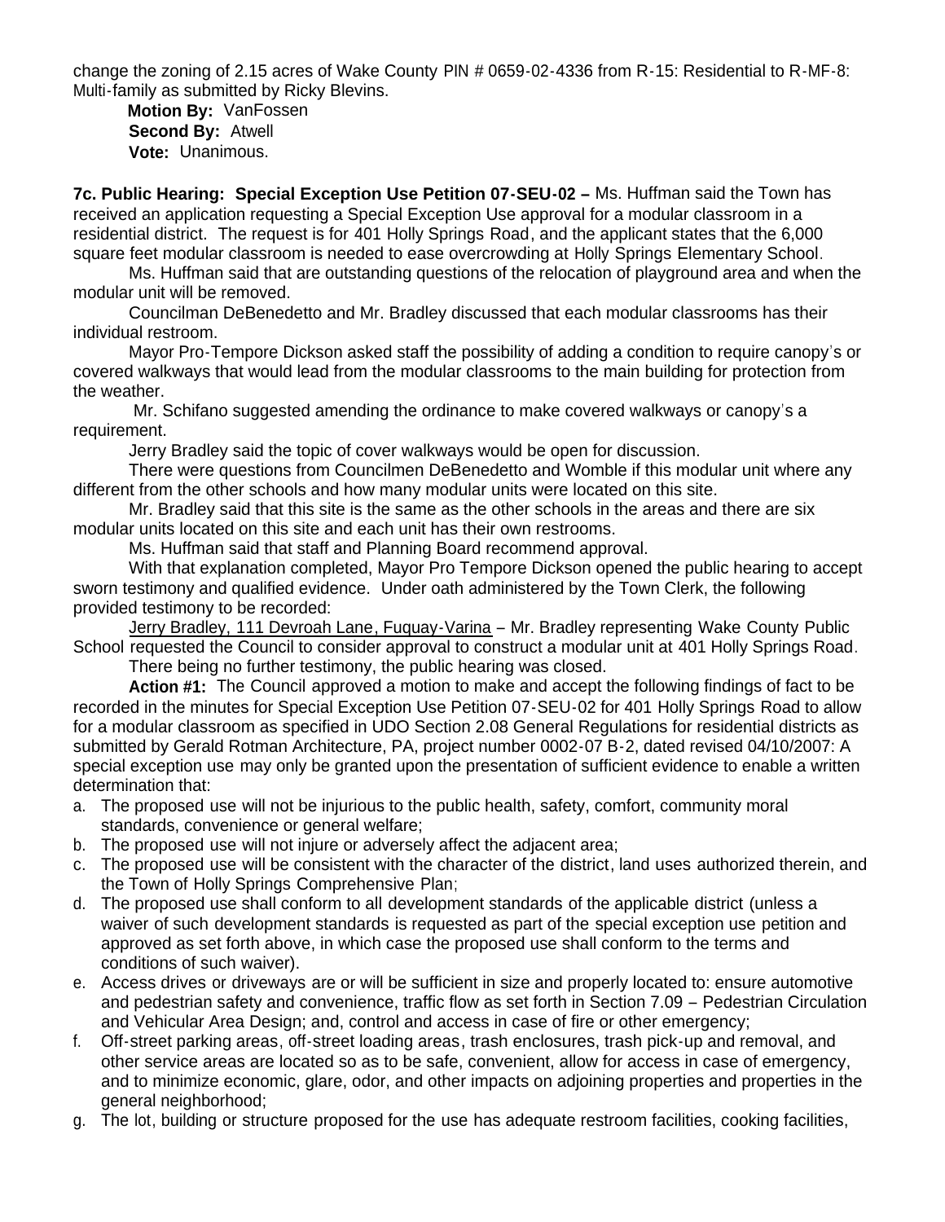change the zoning of 2.15 acres of Wake County PIN # 0659-02-4336 from R-15: Residential to R-MF-8: Multi-family as submitted by Ricky Blevins.

**Motion By:** VanFossen
**Second By:** Atwell
**Vote:** Unanimous.

**7c. Public Hearing: Special Exception Use Petition 07-SEU-02 –** Ms. Huffman said the Town has received an application requesting a Special Exception Use approval for a modular classroom in a residential district. The request is for 401 Holly Springs Road, and the applicant states that the 6,000 square feet modular classroom is needed to ease overcrowding at Holly Springs Elementary School.

Ms. Huffman said that are outstanding questions of the relocation of playground area and when the modular unit will be removed.

Councilman DeBenedetto and Mr. Bradley discussed that each modular classrooms has their individual restroom.

Mayor Pro-Tempore Dickson asked staff the possibility of adding a condition to require canopy's or covered walkways that would lead from the modular classrooms to the main building for protection from the weather.

Mr. Schifano suggested amending the ordinance to make covered walkways or canopy's a requirement.

Jerry Bradley said the topic of cover walkways would be open for discussion.

There were questions from Councilmen DeBenedetto and Womble if this modular unit where any different from the other schools and how many modular units were located on this site.

Mr. Bradley said that this site is the same as the other schools in the areas and there are six modular units located on this site and each unit has their own restrooms.

Ms. Huffman said that staff and Planning Board recommend approval.

With that explanation completed, Mayor Pro Tempore Dickson opened the public hearing to accept sworn testimony and qualified evidence. Under oath administered by the Town Clerk, the following provided testimony to be recorded:

Jerry Bradley, 111 Devroah Lane, Fuquay-Varina – Mr. Bradley representing Wake County Public School requested the Council to consider approval to construct a modular unit at 401 Holly Springs Road.

There being no further testimony, the public hearing was closed.

**Action #1:** The Council approved a motion to make and accept the following findings of fact to be recorded in the minutes for Special Exception Use Petition 07-SEU-02 for 401 Holly Springs Road to allow for a modular classroom as specified in UDO Section 2.08 General Regulations for residential districts as submitted by Gerald Rotman Architecture, PA, project number 0002-07 B-2, dated revised 04/10/2007: A special exception use may only be granted upon the presentation of sufficient evidence to enable a written determination that:

a. The proposed use will not be injurious to the public health, safety, comfort, community moral standards, convenience or general welfare;
b. The proposed use will not injure or adversely affect the adjacent area;
c. The proposed use will be consistent with the character of the district, land uses authorized therein, and the Town of Holly Springs Comprehensive Plan;
d. The proposed use shall conform to all development standards of the applicable district (unless a waiver of such development standards is requested as part of the special exception use petition and approved as set forth above, in which case the proposed use shall conform to the terms and conditions of such waiver).
e. Access drives or driveways are or will be sufficient in size and properly located to: ensure automotive and pedestrian safety and convenience, traffic flow as set forth in Section 7.09 – Pedestrian Circulation and Vehicular Area Design; and, control and access in case of fire or other emergency;
f. Off-street parking areas, off-street loading areas, trash enclosures, trash pick-up and removal, and other service areas are located so as to be safe, convenient, allow for access in case of emergency, and to minimize economic, glare, odor, and other impacts on adjoining properties and properties in the general neighborhood;
g. The lot, building or structure proposed for the use has adequate restroom facilities, cooking facilities,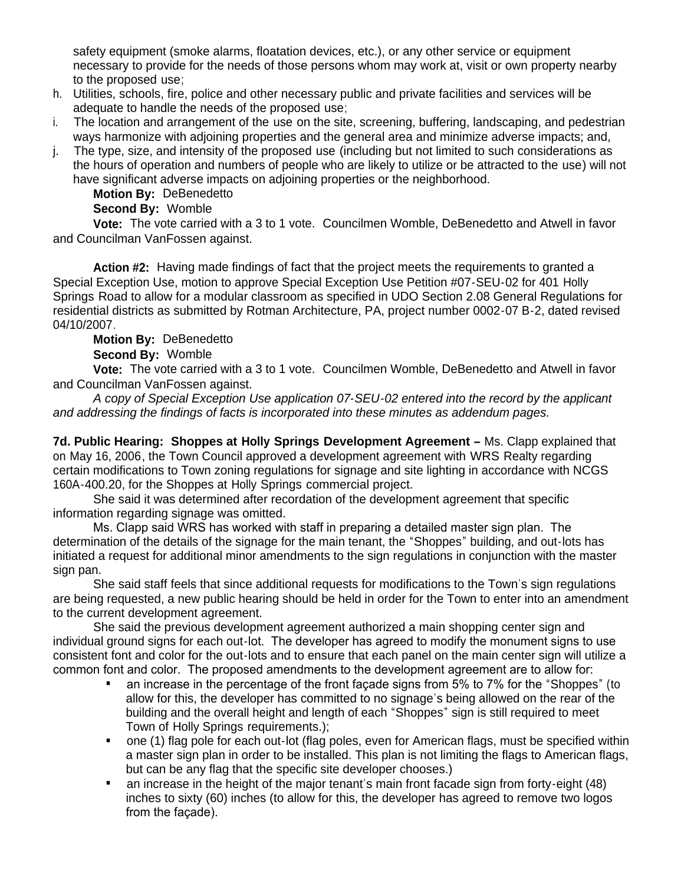safety equipment (smoke alarms, floatation devices, etc.), or any other service or equipment necessary to provide for the needs of those persons whom may work at, visit or own property nearby to the proposed use;

h. Utilities, schools, fire, police and other necessary public and private facilities and services will be adequate to handle the needs of the proposed use;

i. The location and arrangement of the use on the site, screening, buffering, landscaping, and pedestrian ways harmonize with adjoining properties and the general area and minimize adverse impacts; and,

j. The type, size, and intensity of the proposed use (including but not limited to such considerations as the hours of operation and numbers of people who are likely to utilize or be attracted to the use) will not have significant adverse impacts on adjoining properties or the neighborhood.

**Motion By:** DeBenedetto

**Second By:** Womble

**Vote:** The vote carried with a 3 to 1 vote. Councilmen Womble, DeBenedetto and Atwell in favor and Councilman VanFossen against.

**Action #2:** Having made findings of fact that the project meets the requirements to granted a Special Exception Use, motion to approve Special Exception Use Petition #07-SEU-02 for 401 Holly Springs Road to allow for a modular classroom as specified in UDO Section 2.08 General Regulations for residential districts as submitted by Rotman Architecture, PA, project number 0002-07 B-2, dated revised 04/10/2007.

**Motion By:** DeBenedetto

**Second By:** Womble

**Vote:** The vote carried with a 3 to 1 vote. Councilmen Womble, DeBenedetto and Atwell in favor and Councilman VanFossen against.

*A copy of Special Exception Use application 07-SEU-02 entered into the record by the applicant and addressing the findings of facts is incorporated into these minutes as addendum pages.*

**7d. Public Hearing: Shoppes at Holly Springs Development Agreement –** Ms. Clapp explained that on May 16, 2006, the Town Council approved a development agreement with WRS Realty regarding certain modifications to Town zoning regulations for signage and site lighting in accordance with NCGS 160A-400.20, for the Shoppes at Holly Springs commercial project.

She said it was determined after recordation of the development agreement that specific information regarding signage was omitted.

Ms. Clapp said WRS has worked with staff in preparing a detailed master sign plan. The determination of the details of the signage for the main tenant, the "Shoppes" building, and out-lots has initiated a request for additional minor amendments to the sign regulations in conjunction with the master sign pan.

She said staff feels that since additional requests for modifications to the Town's sign regulations are being requested, a new public hearing should be held in order for the Town to enter into an amendment to the current development agreement.

She said the previous development agreement authorized a main shopping center sign and individual ground signs for each out-lot. The developer has agreed to modify the monument signs to use consistent font and color for the out-lots and to ensure that each panel on the main center sign will utilize a common font and color. The proposed amendments to the development agreement are to allow for:

- an increase in the percentage of the front façade signs from 5% to 7% for the "Shoppes" (to allow for this, the developer has committed to no signage's being allowed on the rear of the building and the overall height and length of each "Shoppes" sign is still required to meet Town of Holly Springs requirements.);
- one (1) flag pole for each out-lot (flag poles, even for American flags, must be specified within a master sign plan in order to be installed. This plan is not limiting the flags to American flags, but can be any flag that the specific site developer chooses.)
- an increase in the height of the major tenant's main front facade sign from forty-eight (48) inches to sixty (60) inches (to allow for this, the developer has agreed to remove two logos from the façade).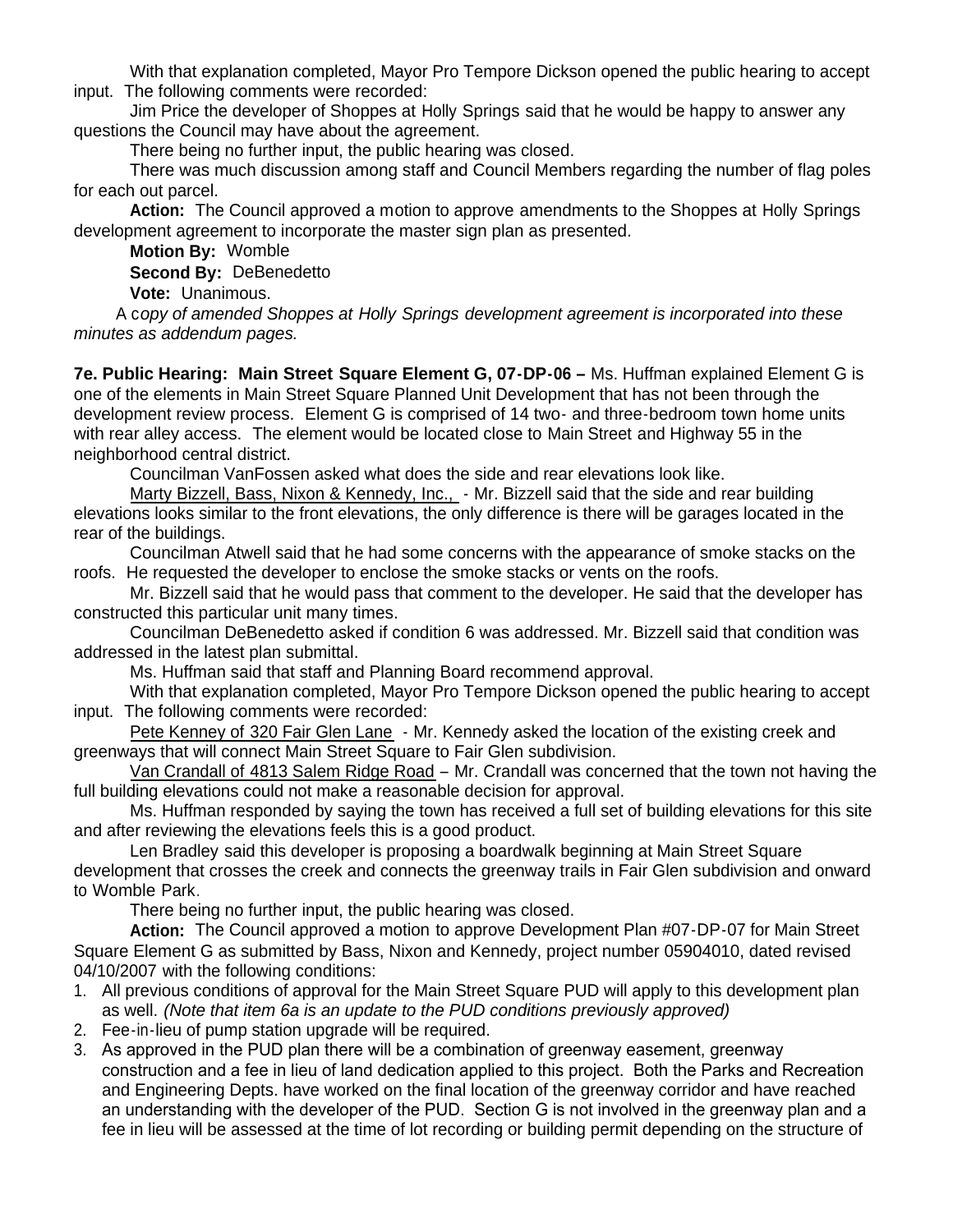With that explanation completed, Mayor Pro Tempore Dickson opened the public hearing to accept input. The following comments were recorded:

Jim Price the developer of Shoppes at Holly Springs said that he would be happy to answer any questions the Council may have about the agreement.

There being no further input, the public hearing was closed.

There was much discussion among staff and Council Members regarding the number of flag poles for each out parcel.

**Action:** The Council approved a motion to approve amendments to the Shoppes at Holly Springs development agreement to incorporate the master sign plan as presented.

**Motion By:** Womble

**Second By:** DeBenedetto

**Vote:** Unanimous.

A c*opy of amended Shoppes at Holly Springs development agreement is incorporated into these minutes as addendum pages.*

**7e. Public Hearing: Main Street Square Element G, 07-DP-06 –** Ms. Huffman explained Element G is one of the elements in Main Street Square Planned Unit Development that has not been through the development review process. Element G is comprised of 14 two- and three-bedroom town home units with rear alley access. The element would be located close to Main Street and Highway 55 in the neighborhood central district.

Councilman VanFossen asked what does the side and rear elevations look like.

Marty Bizzell, Bass, Nixon & Kennedy, Inc., - Mr. Bizzell said that the side and rear building elevations looks similar to the front elevations, the only difference is there will be garages located in the rear of the buildings.

Councilman Atwell said that he had some concerns with the appearance of smoke stacks on the roofs. He requested the developer to enclose the smoke stacks or vents on the roofs.

Mr. Bizzell said that he would pass that comment to the developer. He said that the developer has constructed this particular unit many times.

Councilman DeBenedetto asked if condition 6 was addressed. Mr. Bizzell said that condition was addressed in the latest plan submittal.

Ms. Huffman said that staff and Planning Board recommend approval.

With that explanation completed, Mayor Pro Tempore Dickson opened the public hearing to accept input. The following comments were recorded:

Pete Kenney of 320 Fair Glen Lane - Mr. Kennedy asked the location of the existing creek and greenways that will connect Main Street Square to Fair Glen subdivision.

Van Crandall of 4813 Salem Ridge Road – Mr. Crandall was concerned that the town not having the full building elevations could not make a reasonable decision for approval.

Ms. Huffman responded by saying the town has received a full set of building elevations for this site and after reviewing the elevations feels this is a good product.

Len Bradley said this developer is proposing a boardwalk beginning at Main Street Square development that crosses the creek and connects the greenway trails in Fair Glen subdivision and onward to Womble Park.

There being no further input, the public hearing was closed.

**Action:** The Council approved a motion to approve Development Plan #07-DP-07 for Main Street Square Element G as submitted by Bass, Nixon and Kennedy, project number 05904010, dated revised 04/10/2007 with the following conditions:

1. All previous conditions of approval for the Main Street Square PUD will apply to this development plan as well. *(Note that item 6a is an update to the PUD conditions previously approved)*
2. Fee-in-lieu of pump station upgrade will be required.
3. As approved in the PUD plan there will be a combination of greenway easement, greenway construction and a fee in lieu of land dedication applied to this project. Both the Parks and Recreation and Engineering Depts. have worked on the final location of the greenway corridor and have reached an understanding with the developer of the PUD. Section G is not involved in the greenway plan and a fee in lieu will be assessed at the time of lot recording or building permit depending on the structure of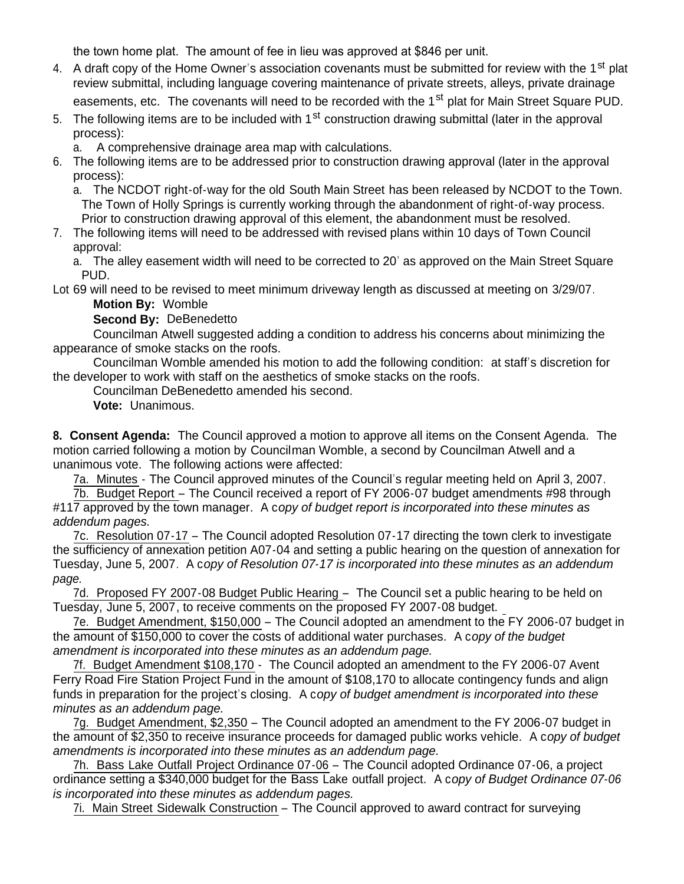the town home plat. The amount of fee in lieu was approved at $846 per unit.

4. A draft copy of the Home Owner's association covenants must be submitted for review with the 1st plat review submittal, including language covering maintenance of private streets, alleys, private drainage easements, etc. The covenants will need to be recorded with the 1st plat for Main Street Square PUD.
5. The following items are to be included with 1st construction drawing submittal (later in the approval process):
   a. A comprehensive drainage area map with calculations.
6. The following items are to be addressed prior to construction drawing approval (later in the approval process):
   a. The NCDOT right-of-way for the old South Main Street has been released by NCDOT to the Town. The Town of Holly Springs is currently working through the abandonment of right-of-way process. Prior to construction drawing approval of this element, the abandonment must be resolved.
7. The following items will need to be addressed with revised plans within 10 days of Town Council approval:
   a. The alley easement width will need to be corrected to 20' as approved on the Main Street Square PUD.

Lot 69 will need to be revised to meet minimum driveway length as discussed at meeting on 3/29/07.

**Motion By:** Womble

**Second By:** DeBenedetto

Councilman Atwell suggested adding a condition to address his concerns about minimizing the appearance of smoke stacks on the roofs.

Councilman Womble amended his motion to add the following condition: at staff's discretion for the developer to work with staff on the aesthetics of smoke stacks on the roofs.

Councilman DeBenedetto amended his second.

**Vote:** Unanimous.

**8. Consent Agenda:** The Council approved a motion to approve all items on the Consent Agenda. The motion carried following a motion by Councilman Womble, a second by Councilman Atwell and a unanimous vote. The following actions were affected:

7a. Minutes - The Council approved minutes of the Council's regular meeting held on April 3, 2007.

7b. Budget Report – The Council received a report of FY 2006-07 budget amendments #98 through #117 approved by the town manager. A c*opy of budget report is incorporated into these minutes as addendum pages.*

7c. Resolution 07-17 – The Council adopted Resolution 07-17 directing the town clerk to investigate the sufficiency of annexation petition A07-04 and setting a public hearing on the question of annexation for Tuesday, June 5, 2007. A c*opy of Resolution 07-17 is incorporated into these minutes as an addendum page.*

7d. Proposed FY 2007-08 Budget Public Hearing – The Council set a public hearing to be held on Tuesday, June 5, 2007, to receive comments on the proposed FY 2007-08 budget.

7e. Budget Amendment, $150,000 – The Council adopted an amendment to the FY 2006-07 budget in the amount of $150,000 to cover the costs of additional water purchases. A c*opy of the budget amendment is incorporated into these minutes as an addendum page.*

7f. Budget Amendment $108,170 - The Council adopted an amendment to the FY 2006-07 Avent Ferry Road Fire Station Project Fund in the amount of $108,170 to allocate contingency funds and align funds in preparation for the project's closing. A c*opy of budget amendment is incorporated into these minutes as an addendum page.*

7g. Budget Amendment, $2,350 – The Council adopted an amendment to the FY 2006-07 budget in the amount of $2,350 to receive insurance proceeds for damaged public works vehicle. A c*opy of budget amendments is incorporated into these minutes as an addendum page.*

7h. Bass Lake Outfall Project Ordinance 07-06 – The Council adopted Ordinance 07-06, a project ordinance setting a $340,000 budget for the Bass Lake outfall project. A c*opy of Budget Ordinance 07-06 is incorporated into these minutes as addendum pages.*

7i. Main Street Sidewalk Construction – The Council approved to award contract for surveying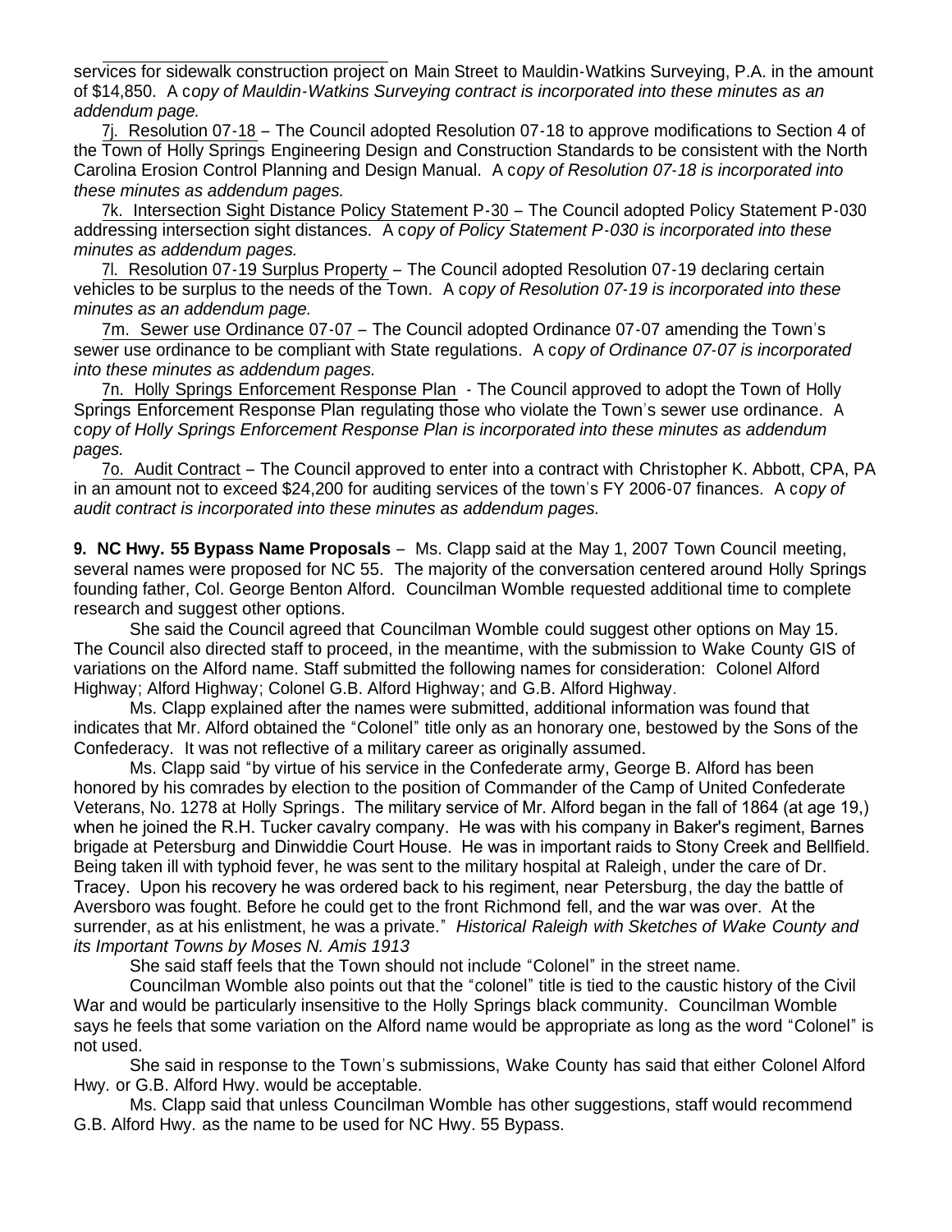services for sidewalk construction project on Main Street to Mauldin-Watkins Surveying, P.A. in the amount of $14,850. A c*opy of Mauldin-Watkins Surveying contract is incorporated into these minutes as an addendum page.*

7j. Resolution 07-18 – The Council adopted Resolution 07-18 to approve modifications to Section 4 of the Town of Holly Springs Engineering Design and Construction Standards to be consistent with the North Carolina Erosion Control Planning and Design Manual. A c*opy of Resolution 07-18 is incorporated into these minutes as addendum pages.*

7k. Intersection Sight Distance Policy Statement P-30 – The Council adopted Policy Statement P-030 addressing intersection sight distances. A c*opy of Policy Statement P-030 is incorporated into these minutes as addendum pages.*

7l. Resolution 07-19 Surplus Property – The Council adopted Resolution 07-19 declaring certain vehicles to be surplus to the needs of the Town. A c*opy of Resolution 07-19 is incorporated into these minutes as an addendum page.*

7m. Sewer use Ordinance 07-07 – The Council adopted Ordinance 07-07 amending the Town's sewer use ordinance to be compliant with State regulations. A c*opy of Ordinance 07-07 is incorporated into these minutes as addendum pages.*

7n. Holly Springs Enforcement Response Plan - The Council approved to adopt the Town of Holly Springs Enforcement Response Plan regulating those who violate the Town's sewer use ordinance. A c*opy of Holly Springs Enforcement Response Plan is incorporated into these minutes as addendum pages.*

7o. Audit Contract – The Council approved to enter into a contract with Christopher K. Abbott, CPA, PA in an amount not to exceed $24,200 for auditing services of the town's FY 2006-07 finances. A c*opy of audit contract is incorporated into these minutes as addendum pages.*

**9. NC Hwy. 55 Bypass Name Proposals** – Ms. Clapp said at the May 1, 2007 Town Council meeting, several names were proposed for NC 55. The majority of the conversation centered around Holly Springs founding father, Col. George Benton Alford. Councilman Womble requested additional time to complete research and suggest other options.

She said the Council agreed that Councilman Womble could suggest other options on May 15. The Council also directed staff to proceed, in the meantime, with the submission to Wake County GIS of variations on the Alford name. Staff submitted the following names for consideration: Colonel Alford Highway; Alford Highway; Colonel G.B. Alford Highway; and G.B. Alford Highway.

Ms. Clapp explained after the names were submitted, additional information was found that indicates that Mr. Alford obtained the "Colonel" title only as an honorary one, bestowed by the Sons of the Confederacy. It was not reflective of a military career as originally assumed.

Ms. Clapp said "by virtue of his service in the Confederate army, George B. Alford has been honored by his comrades by election to the position of Commander of the Camp of United Confederate Veterans, No. 1278 at Holly Springs. The military service of Mr. Alford began in the fall of 1864 (at age 19,) when he joined the R.H. Tucker cavalry company. He was with his company in Baker's regiment, Barnes brigade at Petersburg and Dinwiddie Court House. He was in important raids to Stony Creek and Bellfield. Being taken ill with typhoid fever, he was sent to the military hospital at Raleigh, under the care of Dr. Tracey. Upon his recovery he was ordered back to his regiment, near Petersburg, the day the battle of Aversboro was fought. Before he could get to the front Richmond fell, and the war was over. At the surrender, as at his enlistment, he was a private." *Historical Raleigh with Sketches of Wake County and its Important Towns by Moses N. Amis 1913*

She said staff feels that the Town should not include "Colonel" in the street name.

Councilman Womble also points out that the "colonel" title is tied to the caustic history of the Civil War and would be particularly insensitive to the Holly Springs black community. Councilman Womble says he feels that some variation on the Alford name would be appropriate as long as the word "Colonel" is not used.

She said in response to the Town's submissions, Wake County has said that either Colonel Alford Hwy. or G.B. Alford Hwy. would be acceptable.

Ms. Clapp said that unless Councilman Womble has other suggestions, staff would recommend G.B. Alford Hwy. as the name to be used for NC Hwy. 55 Bypass.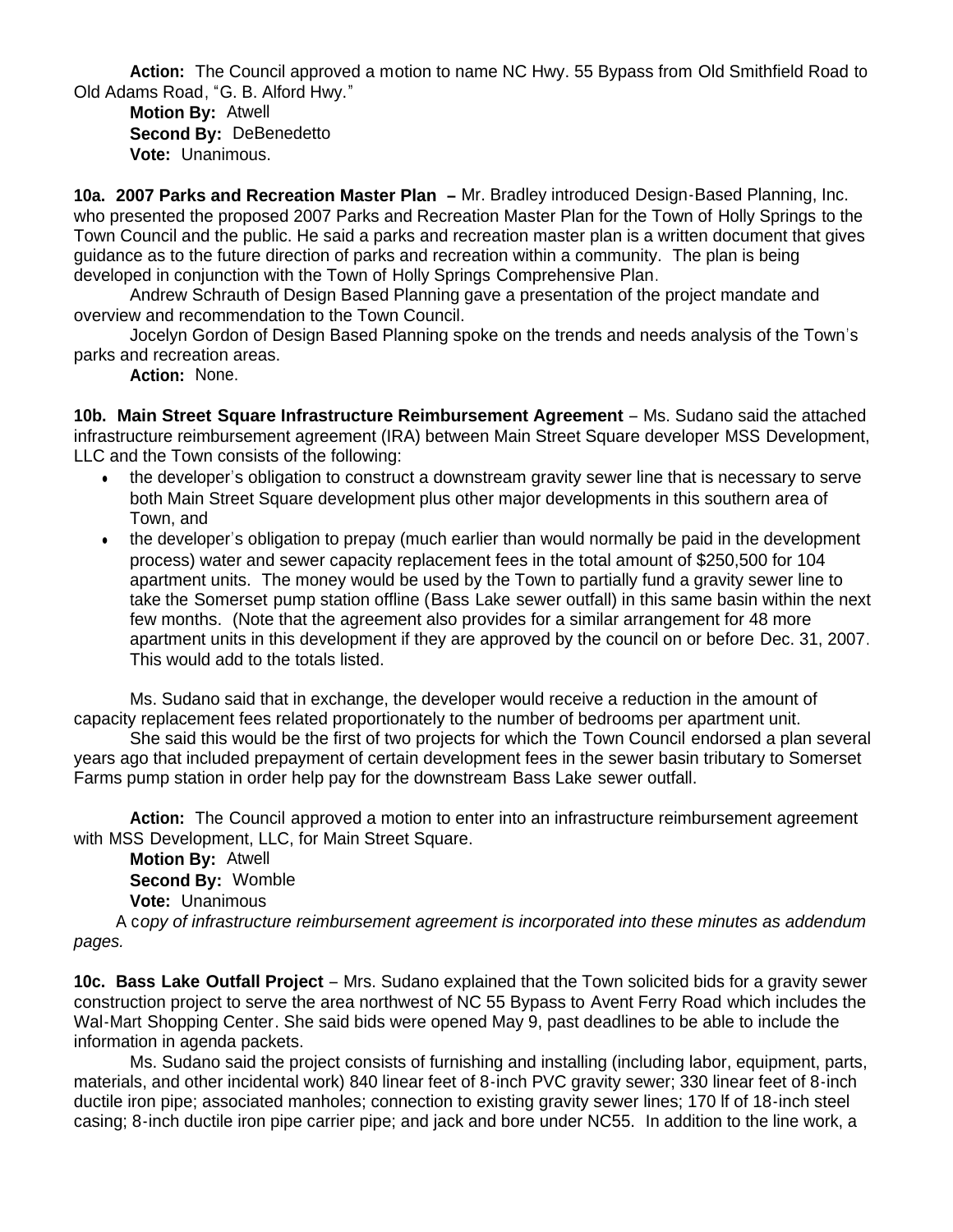**Action:** The Council approved a motion to name NC Hwy. 55 Bypass from Old Smithfield Road to Old Adams Road, "G. B. Alford Hwy."

**Motion By:** Atwell
**Second By:** DeBenedetto
**Vote:** Unanimous.

**10a. 2007 Parks and Recreation Master Plan –** Mr. Bradley introduced Design-Based Planning, Inc. who presented the proposed 2007 Parks and Recreation Master Plan for the Town of Holly Springs to the Town Council and the public. He said a parks and recreation master plan is a written document that gives guidance as to the future direction of parks and recreation within a community. The plan is being developed in conjunction with the Town of Holly Springs Comprehensive Plan.

Andrew Schrauth of Design Based Planning gave a presentation of the project mandate and overview and recommendation to the Town Council.

Jocelyn Gordon of Design Based Planning spoke on the trends and needs analysis of the Town's parks and recreation areas.

**Action:** None.

**10b. Main Street Square Infrastructure Reimbursement Agreement** – Ms. Sudano said the attached infrastructure reimbursement agreement (IRA) between Main Street Square developer MSS Development, LLC and the Town consists of the following:

- the developer's obligation to construct a downstream gravity sewer line that is necessary to serve both Main Street Square development plus other major developments in this southern area of Town, and
- the developer's obligation to prepay (much earlier than would normally be paid in the development process) water and sewer capacity replacement fees in the total amount of $250,500 for 104 apartment units. The money would be used by the Town to partially fund a gravity sewer line to take the Somerset pump station offline (Bass Lake sewer outfall) in this same basin within the next few months. (Note that the agreement also provides for a similar arrangement for 48 more apartment units in this development if they are approved by the council on or before Dec. 31, 2007. This would add to the totals listed.

Ms. Sudano said that in exchange, the developer would receive a reduction in the amount of capacity replacement fees related proportionately to the number of bedrooms per apartment unit.

She said this would be the first of two projects for which the Town Council endorsed a plan several years ago that included prepayment of certain development fees in the sewer basin tributary to Somerset Farms pump station in order help pay for the downstream Bass Lake sewer outfall.

**Action:** The Council approved a motion to enter into an infrastructure reimbursement agreement with MSS Development, LLC, for Main Street Square.

**Motion By:** Atwell
**Second By:** Womble
**Vote:** Unanimous

A c*opy of infrastructure reimbursement agreement is incorporated into these minutes as addendum pages.*

**10c. Bass Lake Outfall Project** – Mrs. Sudano explained that the Town solicited bids for a gravity sewer construction project to serve the area northwest of NC 55 Bypass to Avent Ferry Road which includes the Wal-Mart Shopping Center. She said bids were opened May 9, past deadlines to be able to include the information in agenda packets.

Ms. Sudano said the project consists of furnishing and installing (including labor, equipment, parts, materials, and other incidental work) 840 linear feet of 8-inch PVC gravity sewer; 330 linear feet of 8-inch ductile iron pipe; associated manholes; connection to existing gravity sewer lines; 170 lf of 18-inch steel casing; 8-inch ductile iron pipe carrier pipe; and jack and bore under NC55. In addition to the line work, a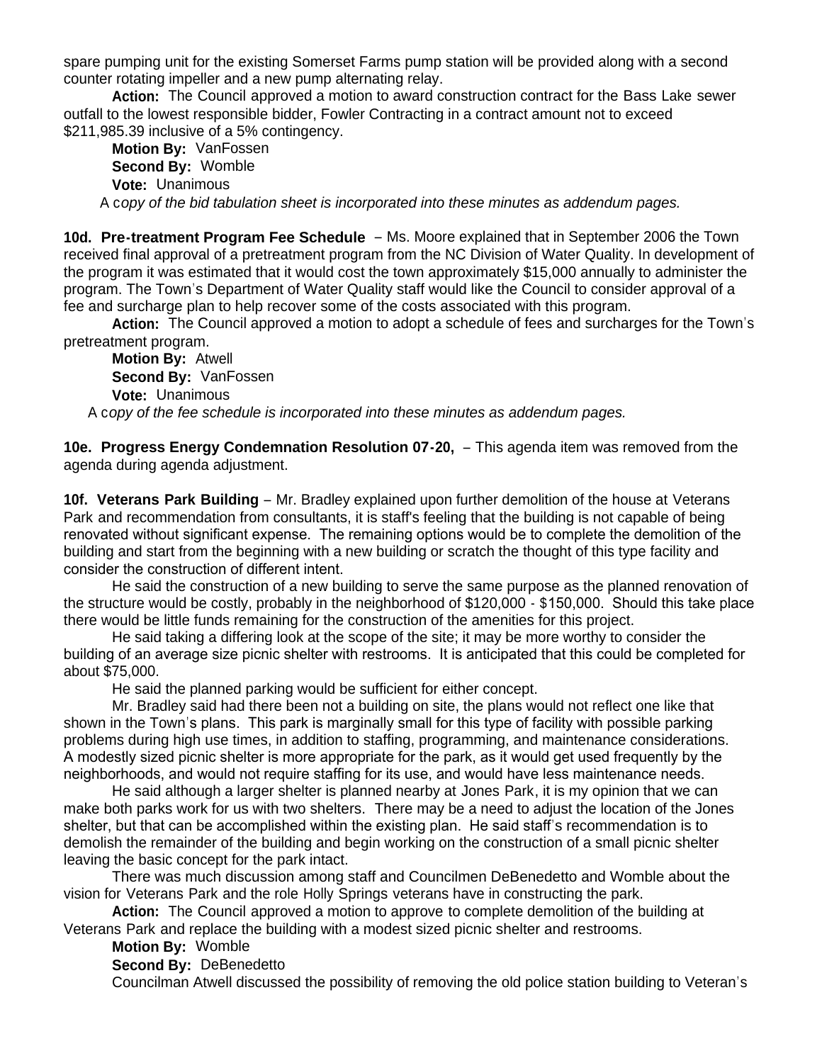spare pumping unit for the existing Somerset Farms pump station will be provided along with a second counter rotating impeller and a new pump alternating relay.

**Action:** The Council approved a motion to award construction contract for the Bass Lake sewer outfall to the lowest responsible bidder, Fowler Contracting in a contract amount not to exceed $211,985.39 inclusive of a 5% contingency.

**Motion By:** VanFossen
**Second By:** Womble
**Vote:** Unanimous

A c*opy of the bid tabulation sheet is incorporated into these minutes as addendum pages.*

**10d. Pre-treatment Program Fee Schedule** – Ms. Moore explained that in September 2006 the Town received final approval of a pretreatment program from the NC Division of Water Quality. In development of the program it was estimated that it would cost the town approximately $15,000 annually to administer the program. The Town's Department of Water Quality staff would like the Council to consider approval of a fee and surcharge plan to help recover some of the costs associated with this program.

**Action:** The Council approved a motion to adopt a schedule of fees and surcharges for the Town's pretreatment program.

**Motion By:** Atwell
**Second By:** VanFossen
**Vote:** Unanimous

A c*opy of the fee schedule is incorporated into these minutes as addendum pages.*

**10e. Progress Energy Condemnation Resolution 07-20,** – This agenda item was removed from the agenda during agenda adjustment.

**10f. Veterans Park Building** – Mr. Bradley explained upon further demolition of the house at Veterans Park and recommendation from consultants, it is staff's feeling that the building is not capable of being renovated without significant expense. The remaining options would be to complete the demolition of the building and start from the beginning with a new building or scratch the thought of this type facility and consider the construction of different intent.

He said the construction of a new building to serve the same purpose as the planned renovation of the structure would be costly, probably in the neighborhood of $120,000 - $150,000. Should this take place there would be little funds remaining for the construction of the amenities for this project.

He said taking a differing look at the scope of the site; it may be more worthy to consider the building of an average size picnic shelter with restrooms. It is anticipated that this could be completed for about $75,000.

He said the planned parking would be sufficient for either concept.

Mr. Bradley said had there been not a building on site, the plans would not reflect one like that shown in the Town's plans. This park is marginally small for this type of facility with possible parking problems during high use times, in addition to staffing, programming, and maintenance considerations. A modestly sized picnic shelter is more appropriate for the park, as it would get used frequently by the neighborhoods, and would not require staffing for its use, and would have less maintenance needs.

He said although a larger shelter is planned nearby at Jones Park, it is my opinion that we can make both parks work for us with two shelters. There may be a need to adjust the location of the Jones shelter, but that can be accomplished within the existing plan. He said staff's recommendation is to demolish the remainder of the building and begin working on the construction of a small picnic shelter leaving the basic concept for the park intact.

There was much discussion among staff and Councilmen DeBenedetto and Womble about the vision for Veterans Park and the role Holly Springs veterans have in constructing the park.

**Action:** The Council approved a motion to approve to complete demolition of the building at Veterans Park and replace the building with a modest sized picnic shelter and restrooms.

**Motion By:** Womble
**Second By:** DeBenedetto

Councilman Atwell discussed the possibility of removing the old police station building to Veteran's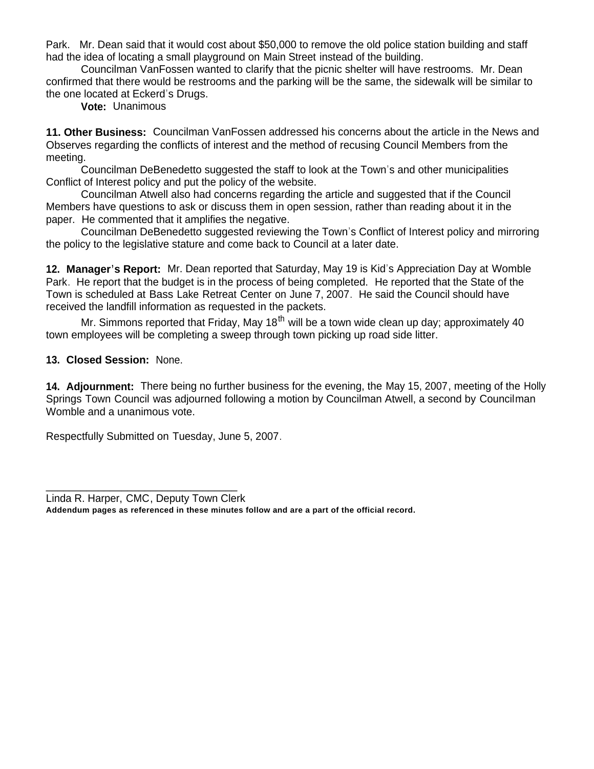Park. Mr. Dean said that it would cost about $50,000 to remove the old police station building and staff had the idea of locating a small playground on Main Street instead of the building.

Councilman VanFossen wanted to clarify that the picnic shelter will have restrooms. Mr. Dean confirmed that there would be restrooms and the parking will be the same, the sidewalk will be similar to the one located at Eckerd's Drugs.

**Vote:** Unanimous

**11. Other Business:** Councilman VanFossen addressed his concerns about the article in the News and Observes regarding the conflicts of interest and the method of recusing Council Members from the meeting.

Councilman DeBenedetto suggested the staff to look at the Town's and other municipalities Conflict of Interest policy and put the policy of the website.

Councilman Atwell also had concerns regarding the article and suggested that if the Council Members have questions to ask or discuss them in open session, rather than reading about it in the paper. He commented that it amplifies the negative.

Councilman DeBenedetto suggested reviewing the Town's Conflict of Interest policy and mirroring the policy to the legislative stature and come back to Council at a later date.

**12. Manager's Report:** Mr. Dean reported that Saturday, May 19 is Kid's Appreciation Day at Womble Park. He report that the budget is in the process of being completed. He reported that the State of the Town is scheduled at Bass Lake Retreat Center on June 7, 2007. He said the Council should have received the landfill information as requested in the packets.

Mr. Simmons reported that Friday, May 18$^{th}$ will be a town wide clean up day; approximately 40 town employees will be completing a sweep through town picking up road side litter.

**13. Closed Session:** None.

**14. Adjournment:** There being no further business for the evening, the May 15, 2007, meeting of the Holly Springs Town Council was adjourned following a motion by Councilman Atwell, a second by Councilman Womble and a unanimous vote.

Respectfully Submitted on Tuesday, June 5, 2007.

\_\_\_\_\_\_\_\_\_\_\_\_\_\_\_\_\_\_\_\_\_\_\_\_\_\_\_\_\_\_\_\_

Linda R. Harper, CMC, Deputy Town Clerk

**Addendum pages as referenced in these minutes follow and are a part of the official record.**